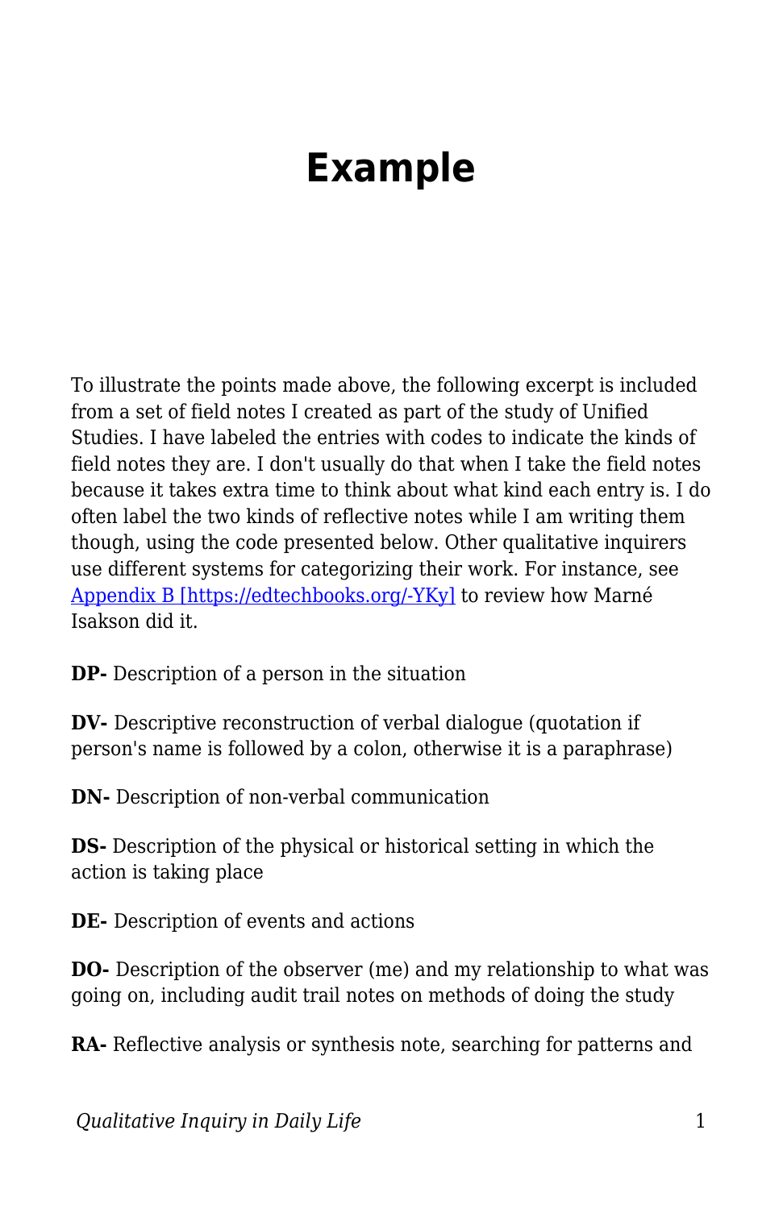# Example

To illustrate the points made above, the following excerpt is included from a set of field notes I created as part of the study of Unified Studies. I have labeled the entries with codes to indicate the kinds of field notes they are. I don't usually do that when I take the field notes because it takes extra time to think about what kind each entry is. I do often label the two kinds of reflective notes while I am writing them though, using the code presented below. Other qualitative inquirers use different systems for categorizing their work. For instance, see [Appendix B [https://edtechbooks.org/-YKy]](https://edtechbooks.org/-YKy) to review how Marné Isakson did it.

**DP-** Description of a person in the situation

**DV-** Descriptive reconstruction of verbal dialogue (quotation if person's name is followed by a colon, otherwise it is a paraphrase)

**DN-** Description of non-verbal communication

**DS-** Description of the physical or historical setting in which the action is taking place

**DE-** Description of events and actions

**DO-** Description of the observer (me) and my relationship to what was going on, including audit trail notes on methods of doing the study

**RA-** Reflective analysis or synthesis note, searching for patterns and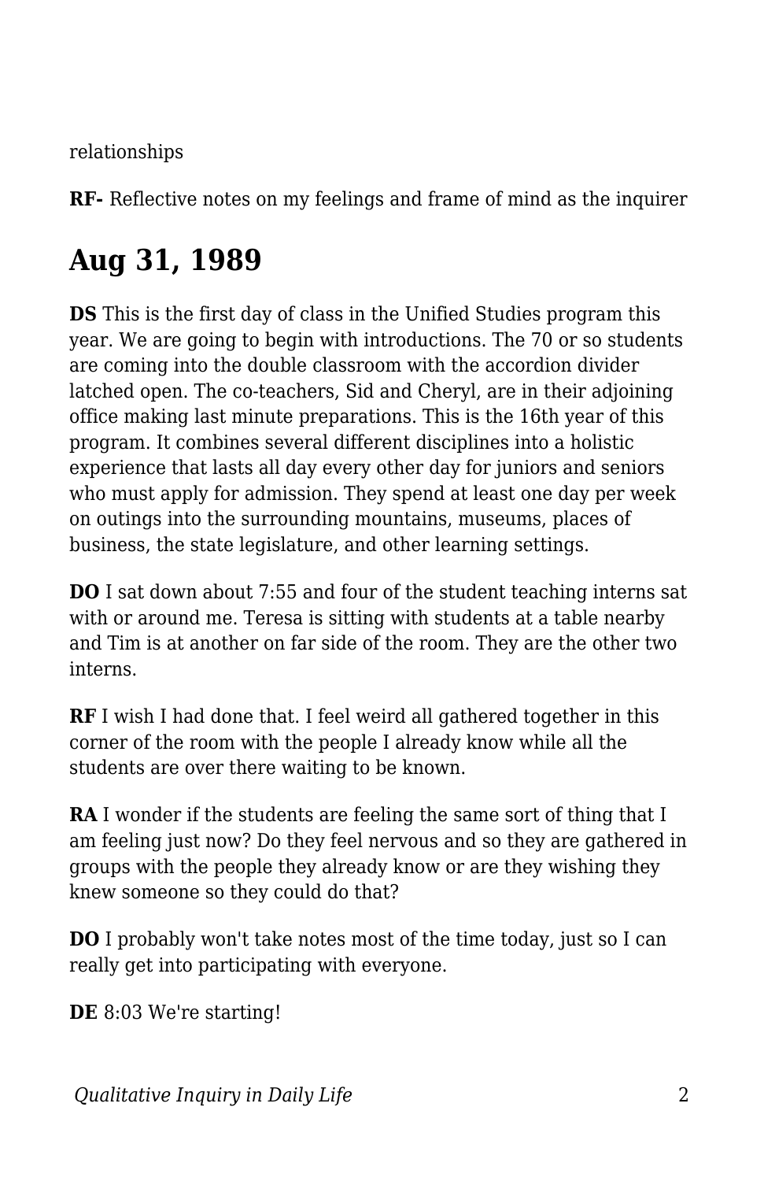relationships

**RF-** Reflective notes on my feelings and frame of mind as the inquirer

## Aug 31, 1989

**DS** This is the first day of class in the Unified Studies program this year. We are going to begin with introductions. The 70 or so students are coming into the double classroom with the accordion divider latched open. The co-teachers, Sid and Cheryl, are in their adjoining office making last minute preparations. This is the 16th year of this program. It combines several different disciplines into a holistic experience that lasts all day every other day for juniors and seniors who must apply for admission. They spend at least one day per week on outings into the surrounding mountains, museums, places of business, the state legislature, and other learning settings.

**DO** I sat down about 7:55 and four of the student teaching interns sat with or around me. Teresa is sitting with students at a table nearby and Tim is at another on far side of the room. They are the other two interns.

**RF** I wish I had done that. I feel weird all gathered together in this corner of the room with the people I already know while all the students are over there waiting to be known.

**RA** I wonder if the students are feeling the same sort of thing that I am feeling just now? Do they feel nervous and so they are gathered in groups with the people they already know or are they wishing they knew someone so they could do that?

**DO** I probably won't take notes most of the time today, just so I can really get into participating with everyone.

**DE** 8:03 We're starting!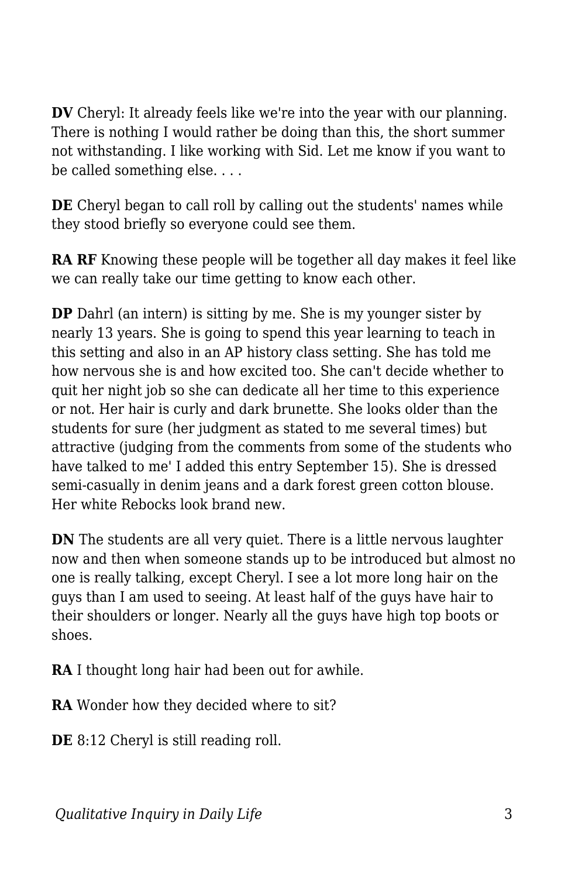**DV** Cheryl: It already feels like we're into the year with our planning. There is nothing I would rather be doing than this, the short summer not withstanding. I like working with Sid. Let me know if you want to be called something else. . . .

**DE** Cheryl began to call roll by calling out the students' names while they stood briefly so everyone could see them.

**RA RF** Knowing these people will be together all day makes it feel like we can really take our time getting to know each other.

**DP** Dahrl (an intern) is sitting by me. She is my younger sister by nearly 13 years. She is going to spend this year learning to teach in this setting and also in an AP history class setting. She has told me how nervous she is and how excited too. She can't decide whether to quit her night job so she can dedicate all her time to this experience or not. Her hair is curly and dark brunette. She looks older than the students for sure (her judgment as stated to me several times) but attractive (judging from the comments from some of the students who have talked to me' I added this entry September 15). She is dressed semi-casually in denim jeans and a dark forest green cotton blouse. Her white Rebocks look brand new.

**DN** The students are all very quiet. There is a little nervous laughter now and then when someone stands up to be introduced but almost no one is really talking, except Cheryl. I see a lot more long hair on the guys than I am used to seeing. At least half of the guys have hair to their shoulders or longer. Nearly all the guys have high top boots or shoes.

**RA** I thought long hair had been out for awhile.

**RA** Wonder how they decided where to sit?

**DE** 8:12 Cheryl is still reading roll.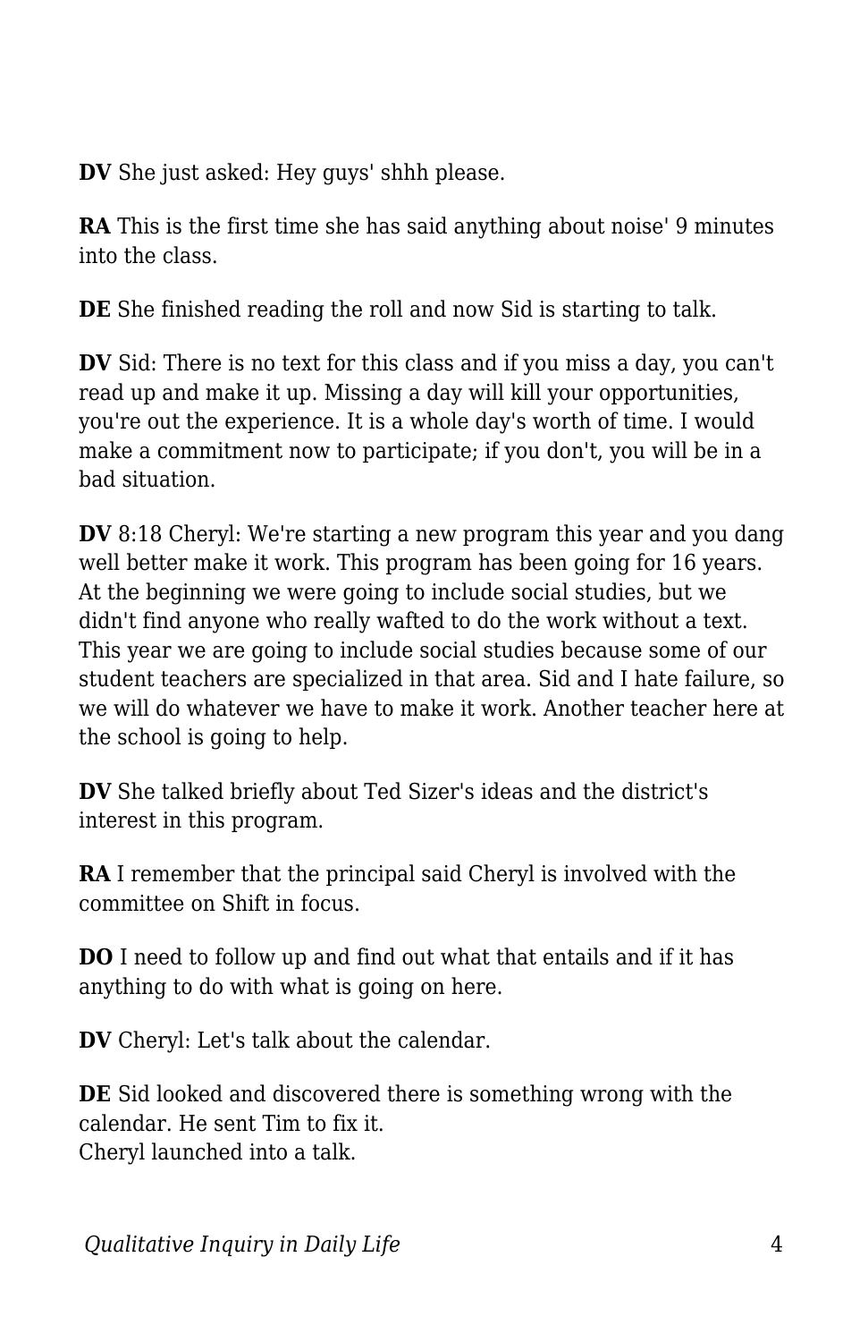**DV** She just asked: Hey guys' shhh please.

**RA** This is the first time she has said anything about noise' 9 minutes into the class.

**DE** She finished reading the roll and now Sid is starting to talk.

**DV** Sid: There is no text for this class and if you miss a day, you can't read up and make it up. Missing a day will kill your opportunities, you're out the experience. It is a whole day's worth of time. I would make a commitment now to participate; if you don't, you will be in a bad situation.

**DV** 8:18 Cheryl: We're starting a new program this year and you dang well better make it work. This program has been going for 16 years. At the beginning we were going to include social studies, but we didn't find anyone who really wafted to do the work without a text. This year we are going to include social studies because some of our student teachers are specialized in that area. Sid and I hate failure, so we will do whatever we have to make it work. Another teacher here at the school is going to help.

**DV** She talked briefly about Ted Sizer's ideas and the district's interest in this program.

**RA** I remember that the principal said Cheryl is involved with the committee on Shift in focus.

**DO** I need to follow up and find out what that entails and if it has anything to do with what is going on here.

**DV** Cheryl: Let's talk about the calendar.

**DE** Sid looked and discovered there is something wrong with the calendar. He sent Tim to fix it.
Cheryl launched into a talk.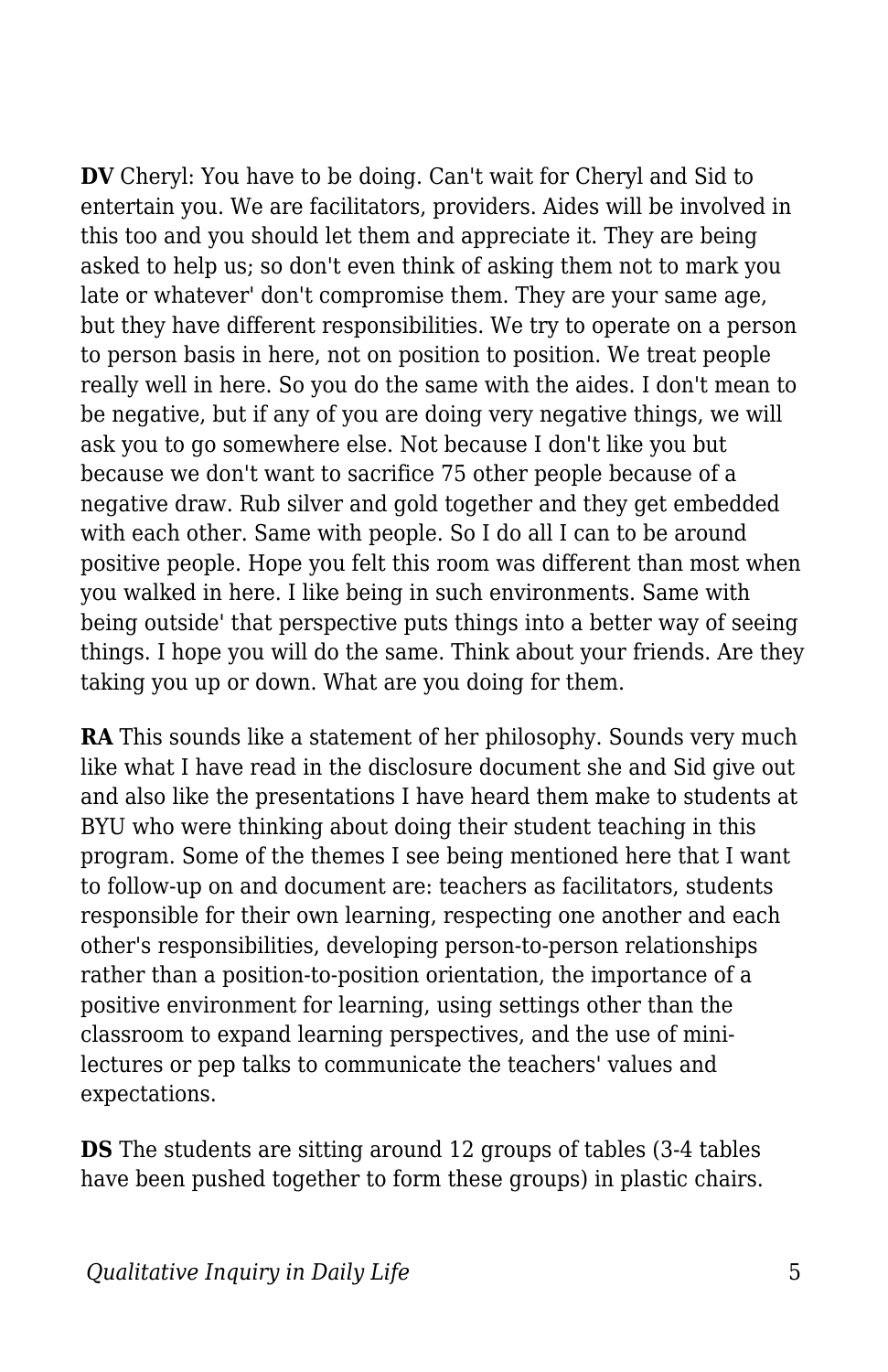**DV** Cheryl: You have to be doing. Can't wait for Cheryl and Sid to entertain you. We are facilitators, providers. Aides will be involved in this too and you should let them and appreciate it. They are being asked to help us; so don't even think of asking them not to mark you late or whatever' don't compromise them. They are your same age, but they have different responsibilities. We try to operate on a person to person basis in here, not on position to position. We treat people really well in here. So you do the same with the aides. I don't mean to be negative, but if any of you are doing very negative things, we will ask you to go somewhere else. Not because I don't like you but because we don't want to sacrifice 75 other people because of a negative draw. Rub silver and gold together and they get embedded with each other. Same with people. So I do all I can to be around positive people. Hope you felt this room was different than most when you walked in here. I like being in such environments. Same with being outside' that perspective puts things into a better way of seeing things. I hope you will do the same. Think about your friends. Are they taking you up or down. What are you doing for them.

**RA** This sounds like a statement of her philosophy. Sounds very much like what I have read in the disclosure document she and Sid give out and also like the presentations I have heard them make to students at BYU who were thinking about doing their student teaching in this program. Some of the themes I see being mentioned here that I want to follow-up on and document are: teachers as facilitators, students responsible for their own learning, respecting one another and each other's responsibilities, developing person-to-person relationships rather than a position-to-position orientation, the importance of a positive environment for learning, using settings other than the classroom to expand learning perspectives, and the use of mini-lectures or pep talks to communicate the teachers' values and expectations.

**DS** The students are sitting around 12 groups of tables (3-4 tables have been pushed together to form these groups) in plastic chairs.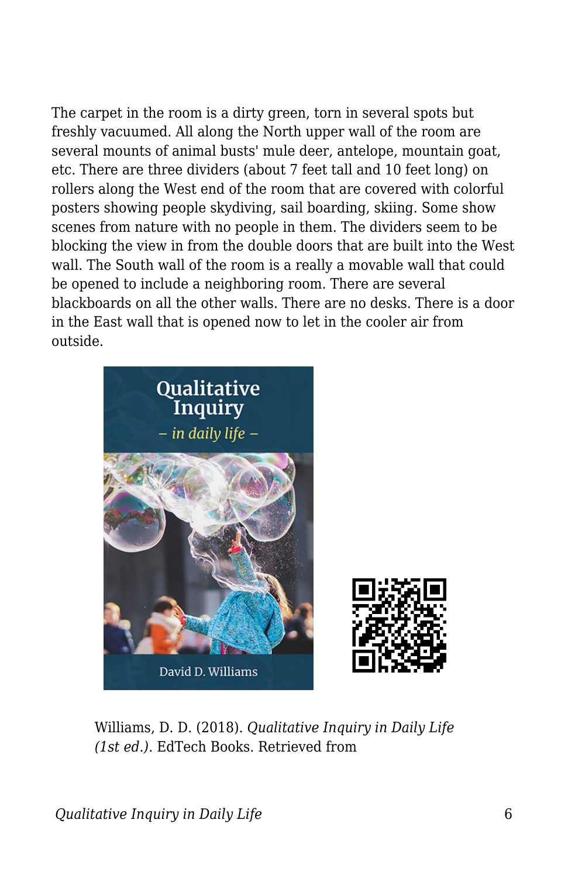The carpet in the room is a dirty green, torn in several spots but freshly vacuumed. All along the North upper wall of the room are several mounts of animal busts' mule deer, antelope, mountain goat, etc. There are three dividers (about 7 feet tall and 10 feet long) on rollers along the West end of the room that are covered with colorful posters showing people skydiving, sail boarding, skiing. Some show scenes from nature with no people in them. The dividers seem to be blocking the view in from the double doors that are built into the West wall. The South wall of the room is a really a movable wall that could be opened to include a neighboring room. There are several blackboards on all the other walls. There are no desks. There is a door in the East wall that is opened now to let in the cooler air from outside.

Williams, D. D. (2018). *Qualitative Inquiry in Daily Life (1st ed.)*. EdTech Books. Retrieved from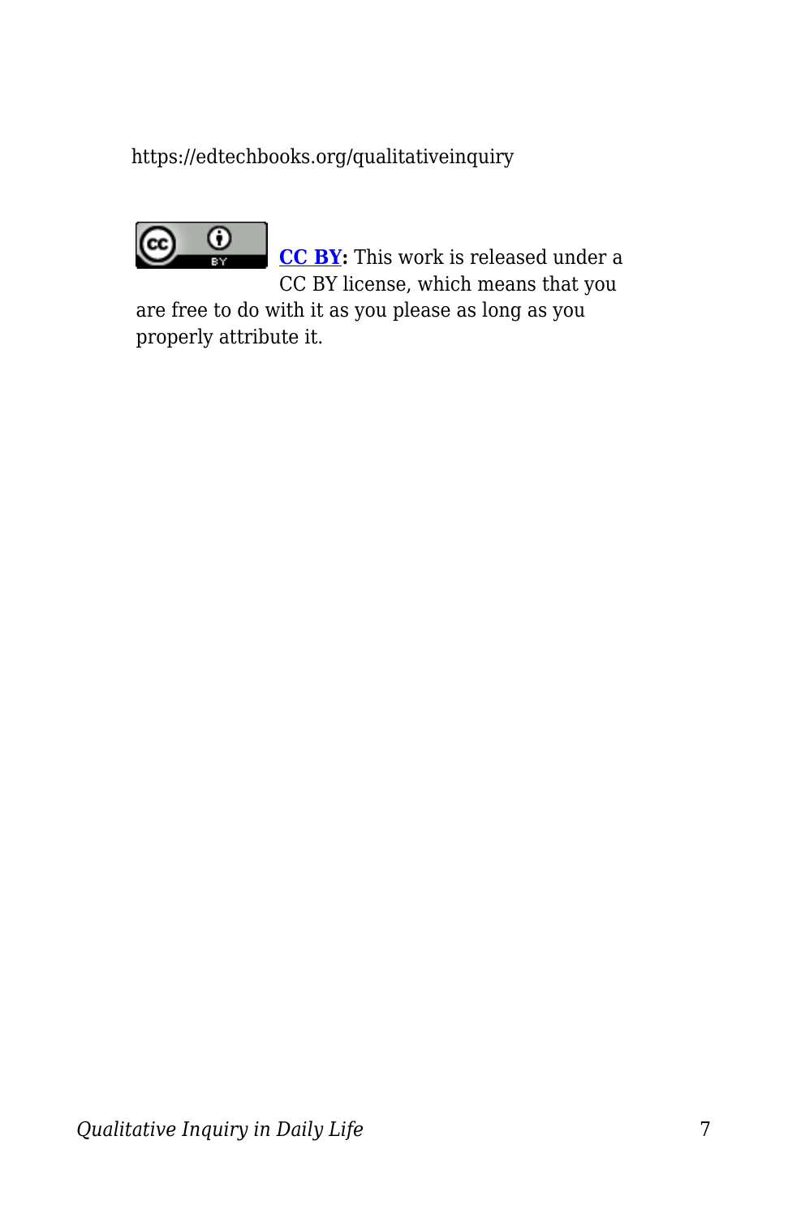https://edtechbooks.org/qualitativeinquiry

**CC BY**: This work is released under a CC BY license, which means that you are free to do with it as you please as long as you properly attribute it.